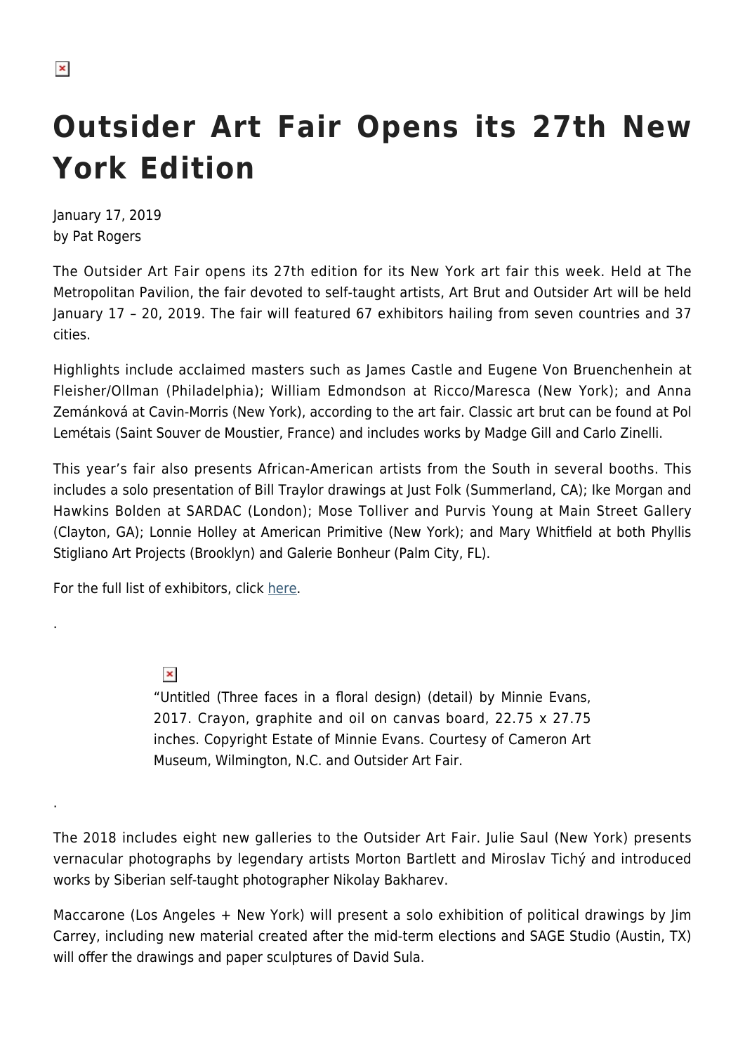# Outsider Art Fair Opens its 27th New York Edition

January 17, 2019
by Pat Rogers

The Outsider Art Fair opens its 27th edition for its New York art fair this week. Held at The Metropolitan Pavilion, the fair devoted to self-taught artists, Art Brut and Outsider Art will be held January 17 – 20, 2019. The fair will featured 67 exhibitors hailing from seven countries and 37 cities.

Highlights include acclaimed masters such as James Castle and Eugene Von Bruenchenhein at Fleisher/Ollman (Philadelphia); William Edmondson at Ricco/Maresca (New York); and Anna Zemánková at Cavin-Morris (New York), according to the art fair. Classic art brut can be found at Pol Lemétais (Saint Souver de Moustier, France) and includes works by Madge Gill and Carlo Zinelli.

This year's fair also presents African-American artists from the South in several booths. This includes a solo presentation of Bill Traylor drawings at Just Folk (Summerland, CA); Ike Morgan and Hawkins Bolden at SARDAC (London); Mose Tolliver and Purvis Young at Main Street Gallery (Clayton, GA); Lonnie Holley at American Primitive (New York); and Mary Whitfield at both Phyllis Stigliano Art Projects (Brooklyn) and Galerie Bonheur (Palm City, FL).

For the full list of exhibitors, click here.

.

"Untitled (Three faces in a floral design) (detail) by Minnie Evans, 2017. Crayon, graphite and oil on canvas board, 22.75 x 27.75 inches. Copyright Estate of Minnie Evans. Courtesy of Cameron Art Museum, Wilmington, N.C. and Outsider Art Fair.

.

The 2018 includes eight new galleries to the Outsider Art Fair. Julie Saul (New York) presents vernacular photographs by legendary artists Morton Bartlett and Miroslav Tichý and introduced works by Siberian self-taught photographer Nikolay Bakharev.

Maccarone (Los Angeles + New York) will present a solo exhibition of political drawings by Jim Carrey, including new material created after the mid-term elections and SAGE Studio (Austin, TX) will offer the drawings and paper sculptures of David Sula.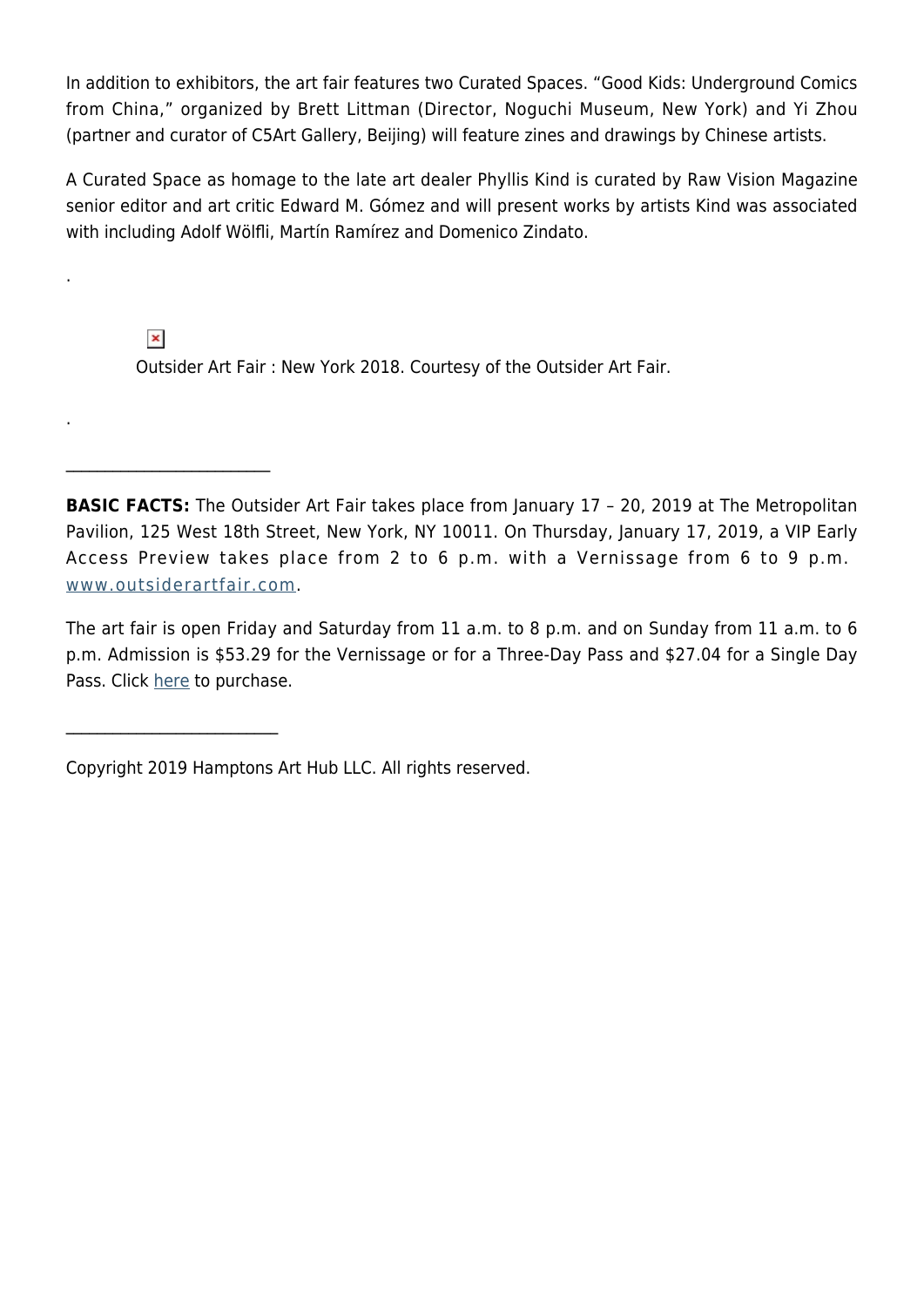In addition to exhibitors, the art fair features two Curated Spaces. “Good Kids: Underground Comics from China,” organized by Brett Littman (Director, Noguchi Museum, New York) and Yi Zhou (partner and curator of C5Art Gallery, Beijing) will feature zines and drawings by Chinese artists.

A Curated Space as homage to the late art dealer Phyllis Kind is curated by Raw Vision Magazine senior editor and art critic Edward M. Gómez and will present works by artists Kind was associated with including Adolf Wölfli, Martín Ramírez and Domenico Zindato.

.

Outsider Art Fair : New York 2018. Courtesy of the Outsider Art Fair.

.

_________________________

**BASIC FACTS:** The Outsider Art Fair takes place from January 17 – 20, 2019 at The Metropolitan Pavilion, 125 West 18th Street, New York, NY 10011. On Thursday, January 17, 2019, a VIP Early Access Preview takes place from 2 to 6 p.m. with a Vernissage from 6 to 9 p.m. www.outsiderartfair.com.

The art fair is open Friday and Saturday from 11 a.m. to 8 p.m. and on Sunday from 11 a.m. to 6 p.m. Admission is $53.29 for the Vernissage or for a Three-Day Pass and $27.04 for a Single Day Pass. Click here to purchase.

_________________________

Copyright 2019 Hamptons Art Hub LLC. All rights reserved.